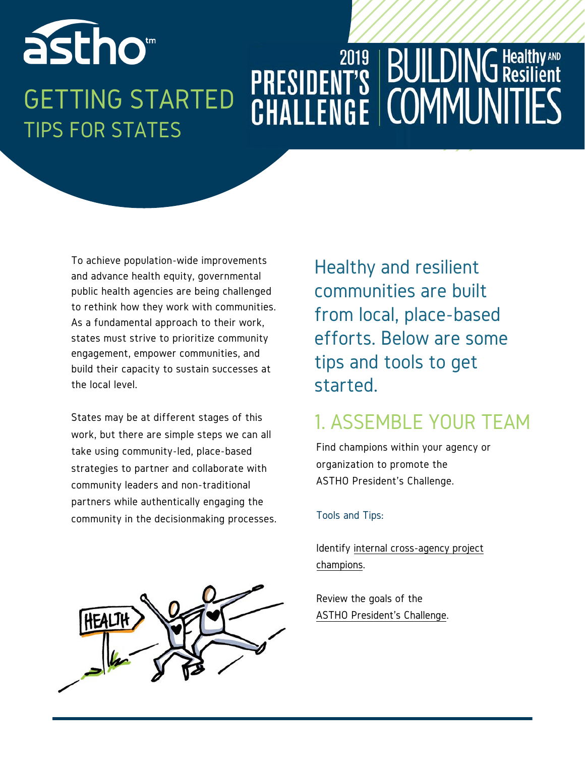astho™

# GETTING STARTED

## TIPS FOR STATES

# 2019 PRESIDENT'S CHALLENGE | BUILDING Healthy AND Resilient COMMUNITIES

To achieve population-wide improvements and advance health equity, governmental public health agencies are being challenged to rethink how they work with communities. As a fundamental approach to their work, states must strive to prioritize community engagement, empower communities, and build their capacity to sustain successes at the local level.

States may be at different stages of this work, but there are simple steps we can all take using community-led, place-based strategies to partner and collaborate with community leaders and non-traditional partners while authentically engaging the community in the decisionmaking processes.

Healthy and resilient communities are built from local, place-based efforts. Below are some tips and tools to get started.

## 1. ASSEMBLE YOUR TEAM

Find champions within your agency or organization to promote the ASTHO President's Challenge.

### Tools and Tips:

Identify internal cross-agency project champions.

Review the goals of the ASTHO President's Challenge.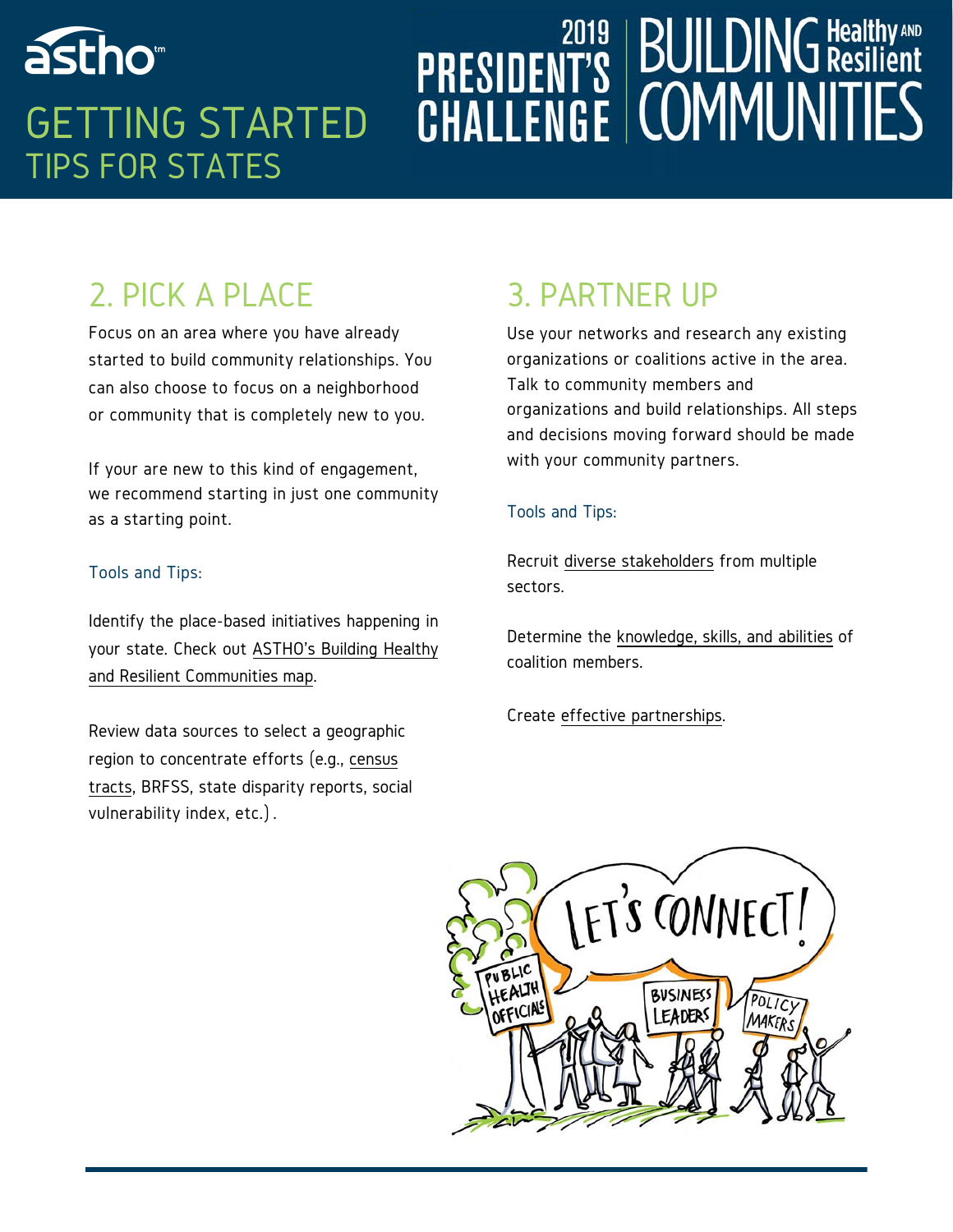# GETTING STARTED TIPS FOR STATES

# 2019 PRESIDENT'S CHALLENGE BUILDING Healthy AND Resilient COMMUNITIES

## 2. PICK A PLACE

Focus on an area where you have already started to build community relationships. You can also choose to focus on a neighborhood or community that is completely new to you.

If your are new to this kind of engagement, we recommend starting in just one community as a starting point.

### Tools and Tips:

Identify the place-based initiatives happening in your state. Check out ASTHO's Building Healthy and Resilient Communities map.

Review data sources to select a geographic region to concentrate efforts (e.g., census tracts, BRFSS, state disparity reports, social vulnerability index, etc.).

## 3. PARTNER UP

Use your networks and research any existing organizations or coalitions active in the area. Talk to community members and organizations and build relationships. All steps and decisions moving forward should be made with your community partners.

### Tools and Tips:

Recruit diverse stakeholders from multiple sectors.

Determine the knowledge, skills, and abilities of coalition members.

Create effective partnerships.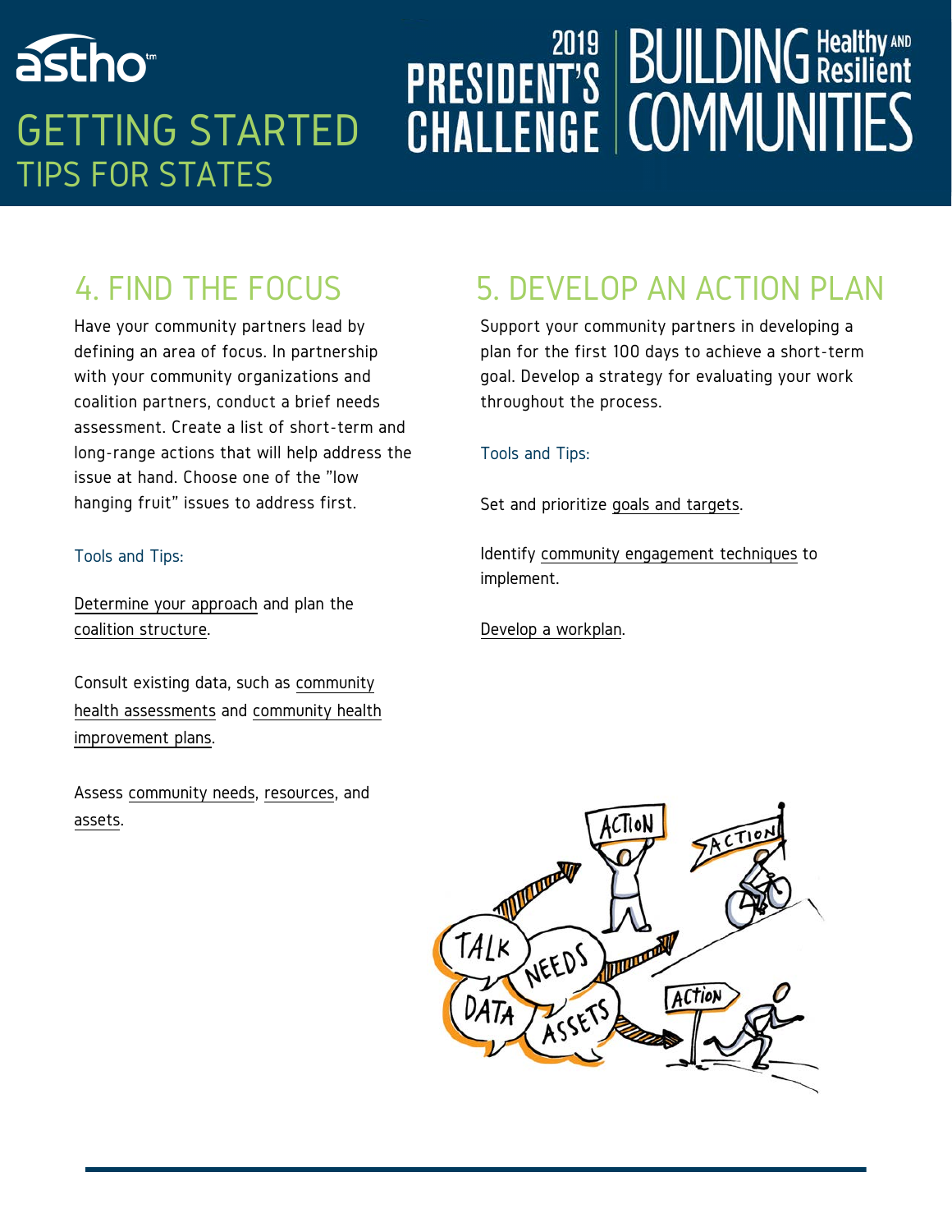# GETTING STARTED
## TIPS FOR STATES

2019 PRESIDENT'S CHALLENGE | BUILDING Healthy AND Resilient COMMUNITIES

## 4. FIND THE FOCUS

Have your community partners lead by defining an area of focus. In partnership with your community organizations and coalition partners, conduct a brief needs assessment. Create a list of short-term and long-range actions that will help address the issue at hand. Choose one of the "low hanging fruit" issues to address first.

### Tools and Tips:

Determine your approach and plan the coalition structure.

Consult existing data, such as community health assessments and community health improvement plans.

Assess community needs, resources, and assets.

## 5. DEVELOP AN ACTION PLAN

Support your community partners in developing a plan for the first 100 days to achieve a short-term goal. Develop a strategy for evaluating your work throughout the process.

### Tools and Tips:

Set and prioritize goals and targets.

Identify community engagement techniques to implement.

Develop a workplan.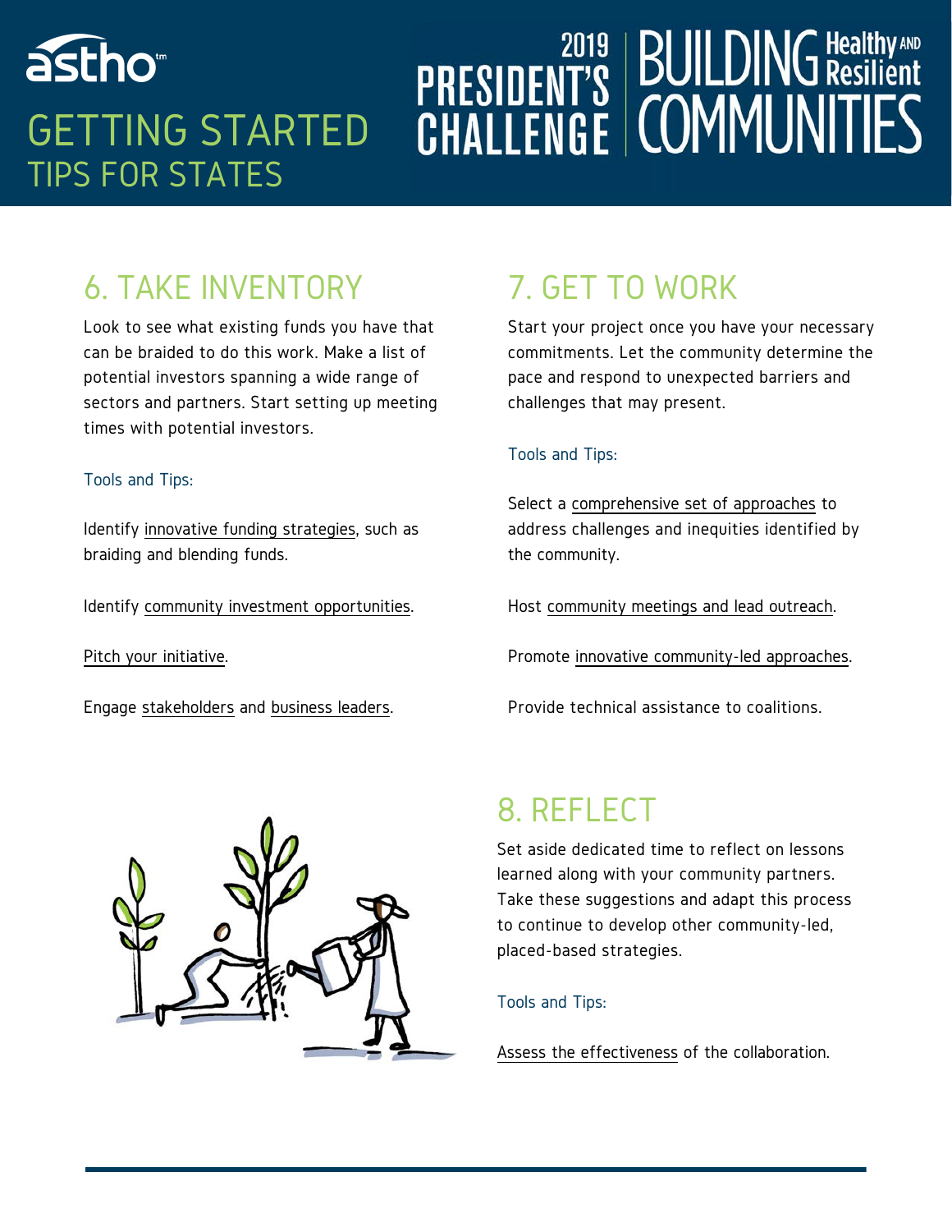# GETTING STARTED TIPS FOR STATES

2019 PRESIDENT'S CHALLENGE | BUILDING Healthy AND Resilient COMMUNITIES

## 6. TAKE INVENTORY

Look to see what existing funds you have that can be braided to do this work. Make a list of potential investors spanning a wide range of sectors and partners. Start setting up meeting times with potential investors.

### Tools and Tips:

Identify innovative funding strategies, such as braiding and blending funds.

Identify community investment opportunities.

Pitch your initiative.

Engage stakeholders and business leaders.

## 7. GET TO WORK

Start your project once you have your necessary commitments. Let the community determine the pace and respond to unexpected barriers and challenges that may present.

### Tools and Tips:

Select a comprehensive set of approaches to address challenges and inequities identified by the community.

Host community meetings and lead outreach.

Promote innovative community-led approaches.

Provide technical assistance to coalitions.

## 8. REFLECT

Set aside dedicated time to reflect on lessons learned along with your community partners. Take these suggestions and adapt this process to continue to develop other community-led, placed-based strategies.

### Tools and Tips:

Assess the effectiveness of the collaboration.